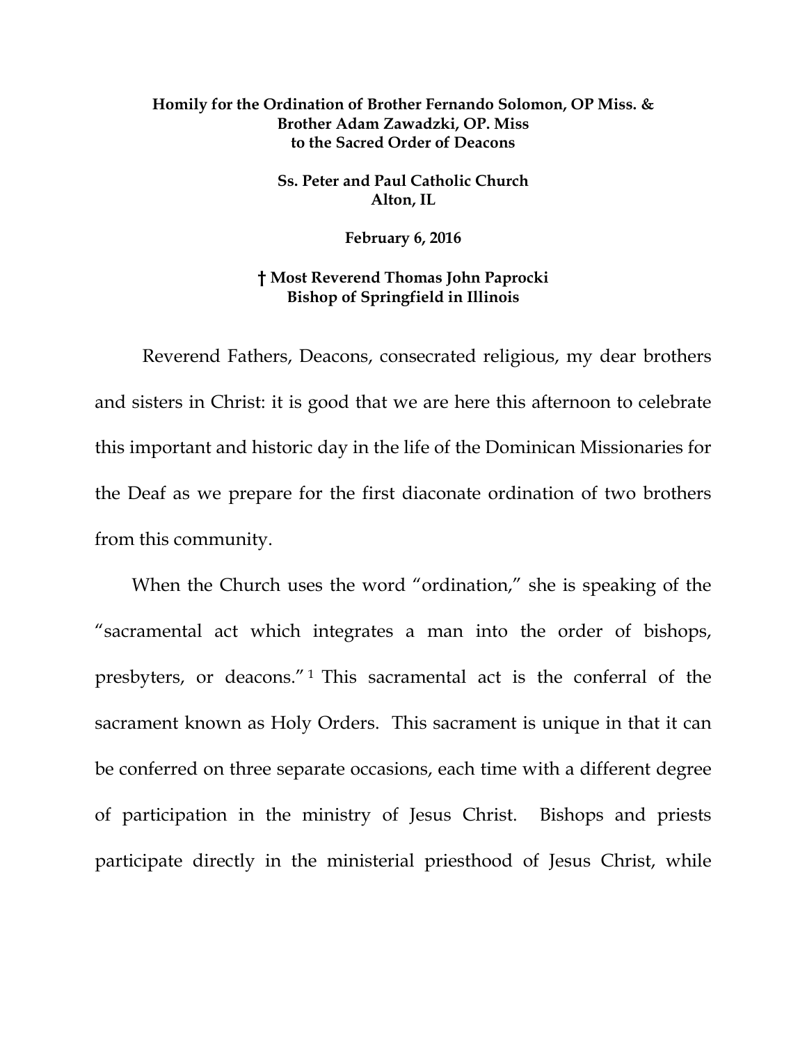**Homily for the Ordination of Brother Fernando Solomon, OP Miss. & Brother Adam Zawadzki, OP. Miss to the Sacred Order of Deacons**

**Ss. Peter and Paul Catholic Church**
**Alton, IL**

**February 6, 2016**

**† Most Reverend Thomas John Paprocki**
**Bishop of Springfield in Illinois**

Reverend Fathers, Deacons, consecrated religious, my dear brothers and sisters in Christ: it is good that we are here this afternoon to celebrate this important and historic day in the life of the Dominican Missionaries for the Deaf as we prepare for the first diaconate ordination of two brothers from this community.

When the Church uses the word "ordination," she is speaking of the "sacramental act which integrates a man into the order of bishops, presbyters, or deacons."[1] This sacramental act is the conferral of the sacrament known as Holy Orders. This sacrament is unique in that it can be conferred on three separate occasions, each time with a different degree of participation in the ministry of Jesus Christ. Bishops and priests participate directly in the ministerial priesthood of Jesus Christ, while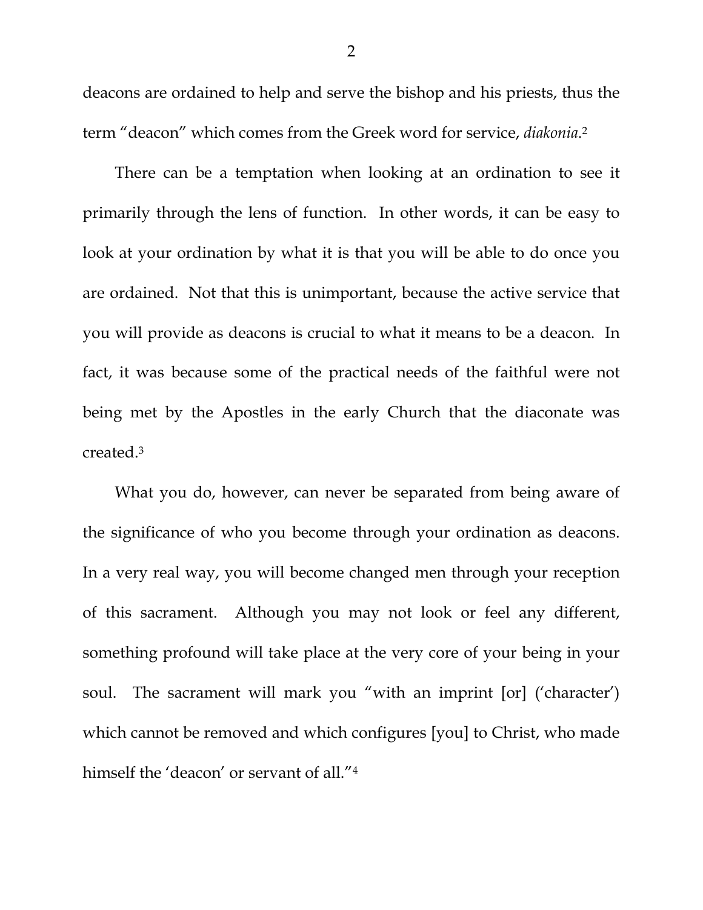deacons are ordained to help and serve the bishop and his priests, thus the term "deacon" which comes from the Greek word for service, *diakonia*.[2]

There can be a temptation when looking at an ordination to see it primarily through the lens of function. In other words, it can be easy to look at your ordination by what it is that you will be able to do once you are ordained. Not that this is unimportant, because the active service that you will provide as deacons is crucial to what it means to be a deacon. In fact, it was because some of the practical needs of the faithful were not being met by the Apostles in the early Church that the diaconate was created.[3]

What you do, however, can never be separated from being aware of the significance of who you become through your ordination as deacons. In a very real way, you will become changed men through your reception of this sacrament. Although you may not look or feel any different, something profound will take place at the very core of your being in your soul. The sacrament will mark you "with an imprint [or] ('character') which cannot be removed and which configures [you] to Christ, who made himself the 'deacon' or servant of all."[4]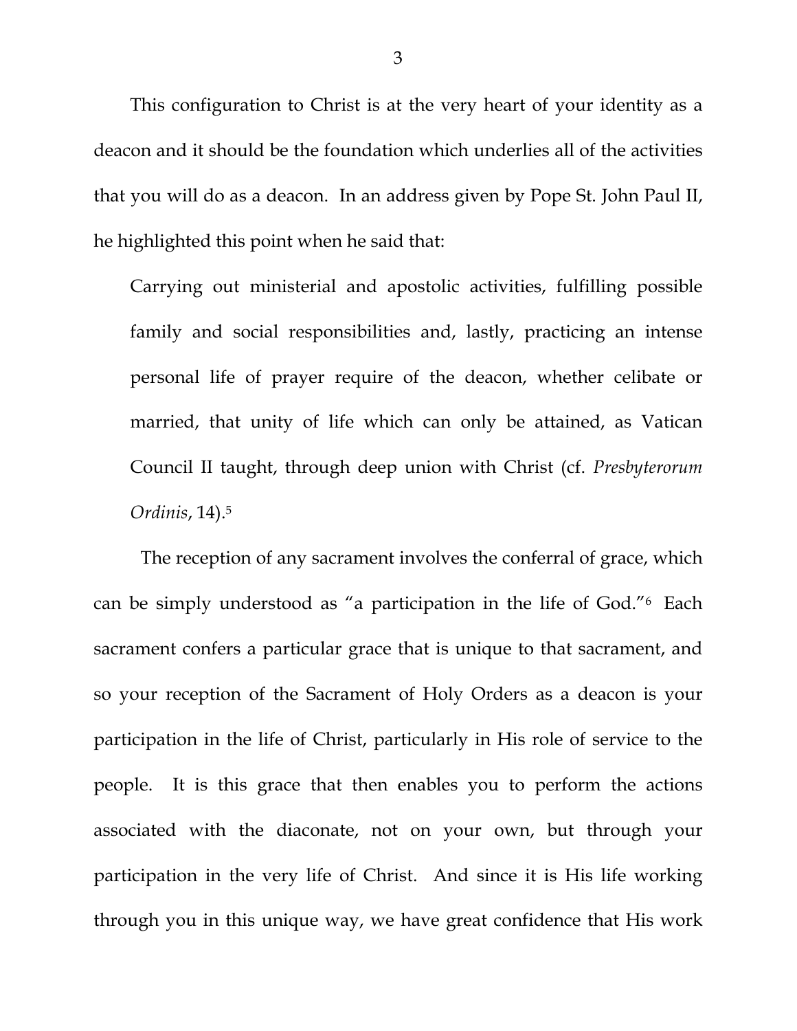This configuration to Christ is at the very heart of your identity as a deacon and it should be the foundation which underlies all of the activities that you will do as a deacon. In an address given by Pope St. John Paul II, he highlighted this point when he said that:

> Carrying out ministerial and apostolic activities, fulfilling possible family and social responsibilities and, lastly, practicing an intense personal life of prayer require of the deacon, whether celibate or married, that unity of life which can only be attained, as Vatican Council II taught, through deep union with Christ (cf. *Presbyterorum Ordinis*, 14).[5]

The reception of any sacrament involves the conferral of grace, which can be simply understood as "a participation in the life of God."[6] Each sacrament confers a particular grace that is unique to that sacrament, and so your reception of the Sacrament of Holy Orders as a deacon is your participation in the life of Christ, particularly in His role of service to the people. It is this grace that then enables you to perform the actions associated with the diaconate, not on your own, but through your participation in the very life of Christ. And since it is His life working through you in this unique way, we have great confidence that His work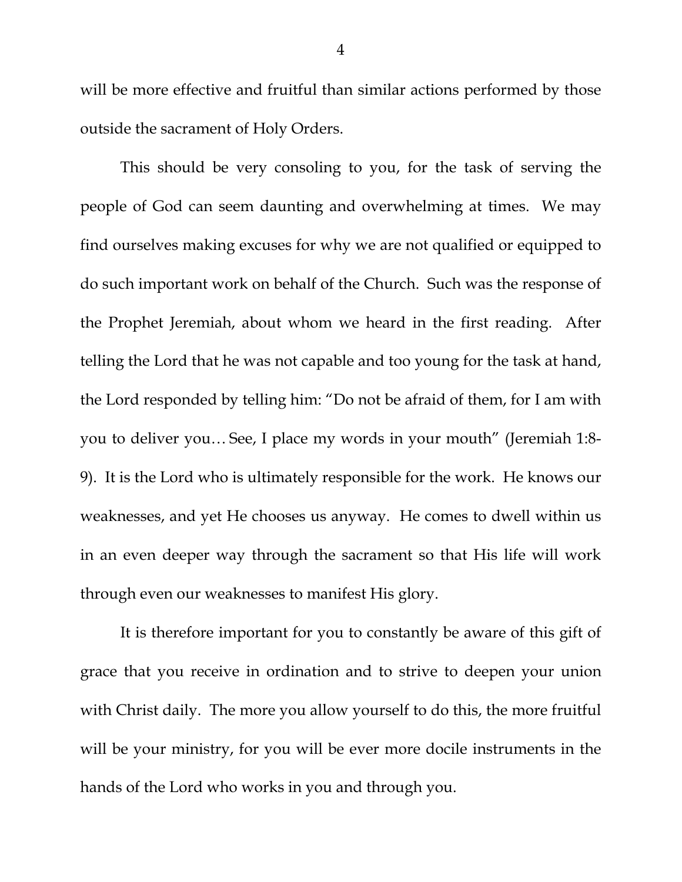will be more effective and fruitful than similar actions performed by those outside the sacrament of Holy Orders.

This should be very consoling to you, for the task of serving the people of God can seem daunting and overwhelming at times. We may find ourselves making excuses for why we are not qualified or equipped to do such important work on behalf of the Church. Such was the response of the Prophet Jeremiah, about whom we heard in the first reading. After telling the Lord that he was not capable and too young for the task at hand, the Lord responded by telling him: "Do not be afraid of them, for I am with you to deliver you… See, I place my words in your mouth" (Jeremiah 1:8-9). It is the Lord who is ultimately responsible for the work. He knows our weaknesses, and yet He chooses us anyway. He comes to dwell within us in an even deeper way through the sacrament so that His life will work through even our weaknesses to manifest His glory.

It is therefore important for you to constantly be aware of this gift of grace that you receive in ordination and to strive to deepen your union with Christ daily. The more you allow yourself to do this, the more fruitful will be your ministry, for you will be ever more docile instruments in the hands of the Lord who works in you and through you.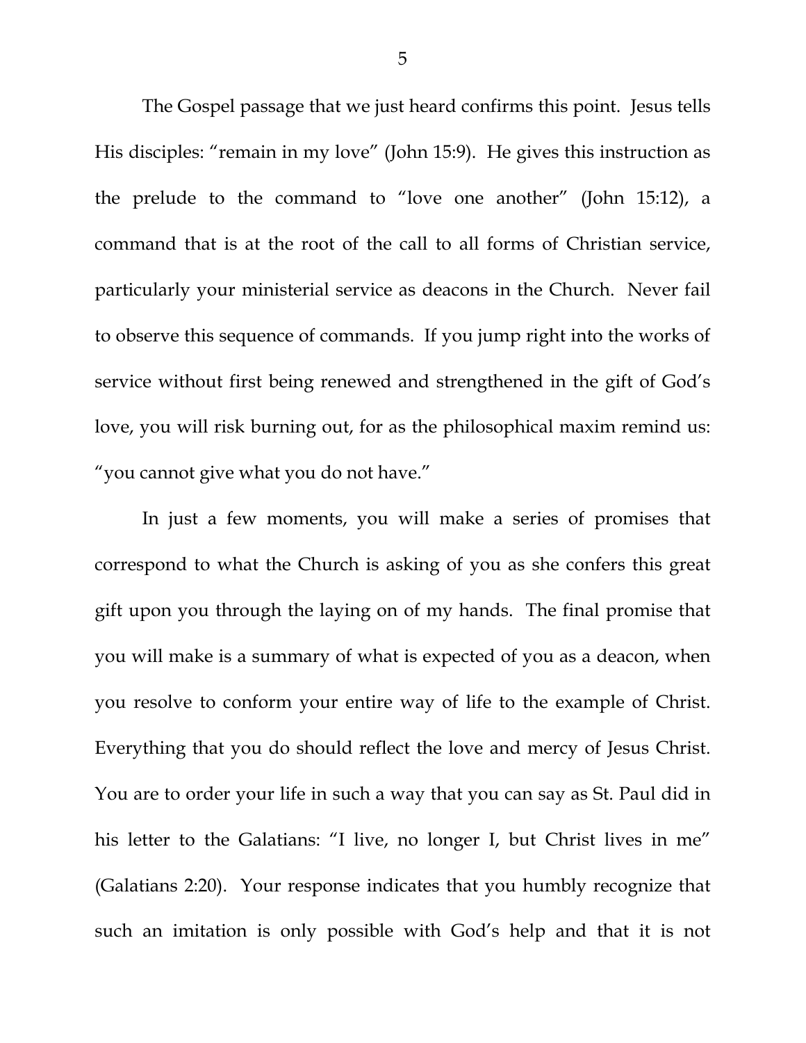The Gospel passage that we just heard confirms this point. Jesus tells His disciples: "remain in my love" (John 15:9). He gives this instruction as the prelude to the command to "love one another" (John 15:12), a command that is at the root of the call to all forms of Christian service, particularly your ministerial service as deacons in the Church. Never fail to observe this sequence of commands. If you jump right into the works of service without first being renewed and strengthened in the gift of God's love, you will risk burning out, for as the philosophical maxim remind us: "you cannot give what you do not have."

In just a few moments, you will make a series of promises that correspond to what the Church is asking of you as she confers this great gift upon you through the laying on of my hands. The final promise that you will make is a summary of what is expected of you as a deacon, when you resolve to conform your entire way of life to the example of Christ. Everything that you do should reflect the love and mercy of Jesus Christ. You are to order your life in such a way that you can say as St. Paul did in his letter to the Galatians: "I live, no longer I, but Christ lives in me" (Galatians 2:20). Your response indicates that you humbly recognize that such an imitation is only possible with God's help and that it is not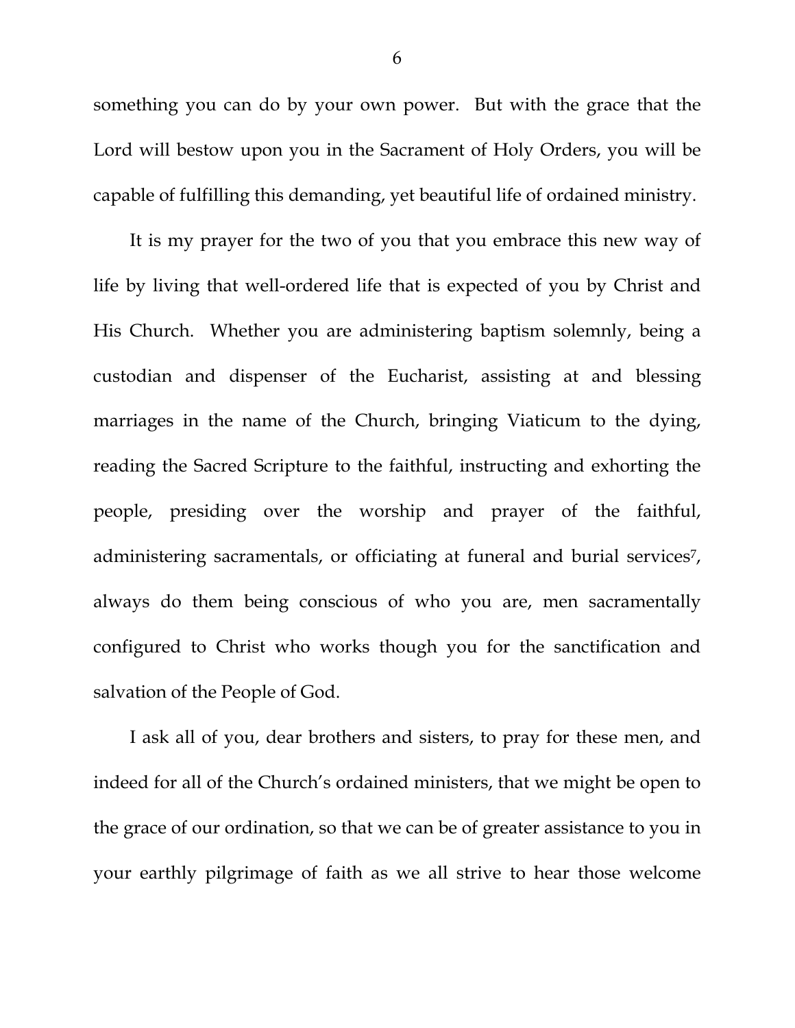something you can do by your own power. But with the grace that the Lord will bestow upon you in the Sacrament of Holy Orders, you will be capable of fulfilling this demanding, yet beautiful life of ordained ministry.

It is my prayer for the two of you that you embrace this new way of life by living that well-ordered life that is expected of you by Christ and His Church. Whether you are administering baptism solemnly, being a custodian and dispenser of the Eucharist, assisting at and blessing marriages in the name of the Church, bringing Viaticum to the dying, reading the Sacred Scripture to the faithful, instructing and exhorting the people, presiding over the worship and prayer of the faithful, administering sacramentals, or officiating at funeral and burial services[7], always do them being conscious of who you are, men sacramentally configured to Christ who works though you for the sanctification and salvation of the People of God.

I ask all of you, dear brothers and sisters, to pray for these men, and indeed for all of the Church's ordained ministers, that we might be open to the grace of our ordination, so that we can be of greater assistance to you in your earthly pilgrimage of faith as we all strive to hear those welcome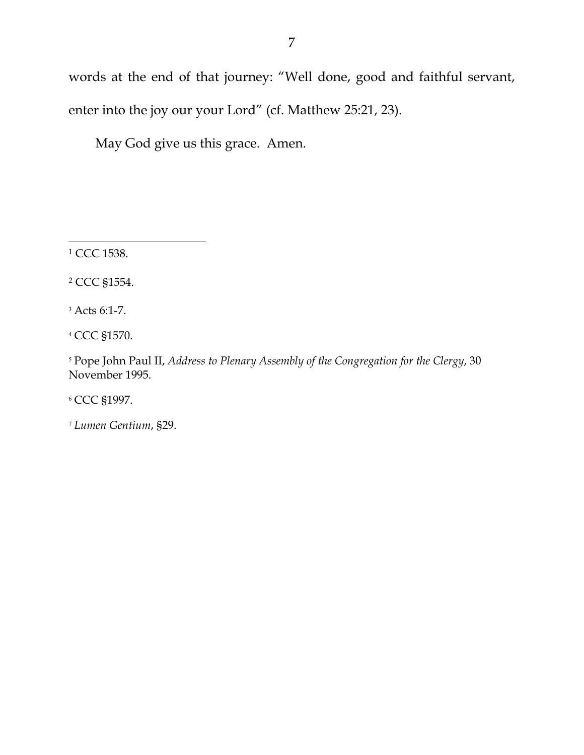words at the end of that journey: "Well done, good and faithful servant, enter into the joy our your Lord" (cf. Matthew 25:21, 23).

May God give us this grace. Amen.

---

[1] CCC 1538.

[2] CCC §1554.

[3] Acts 6:1-7.

[4] CCC §1570.

[5] Pope John Paul II, *Address to Plenary Assembly of the Congregation for the Clergy*, 30 November 1995.

[6] CCC §1997.

[7] *Lumen Gentium*, §29.